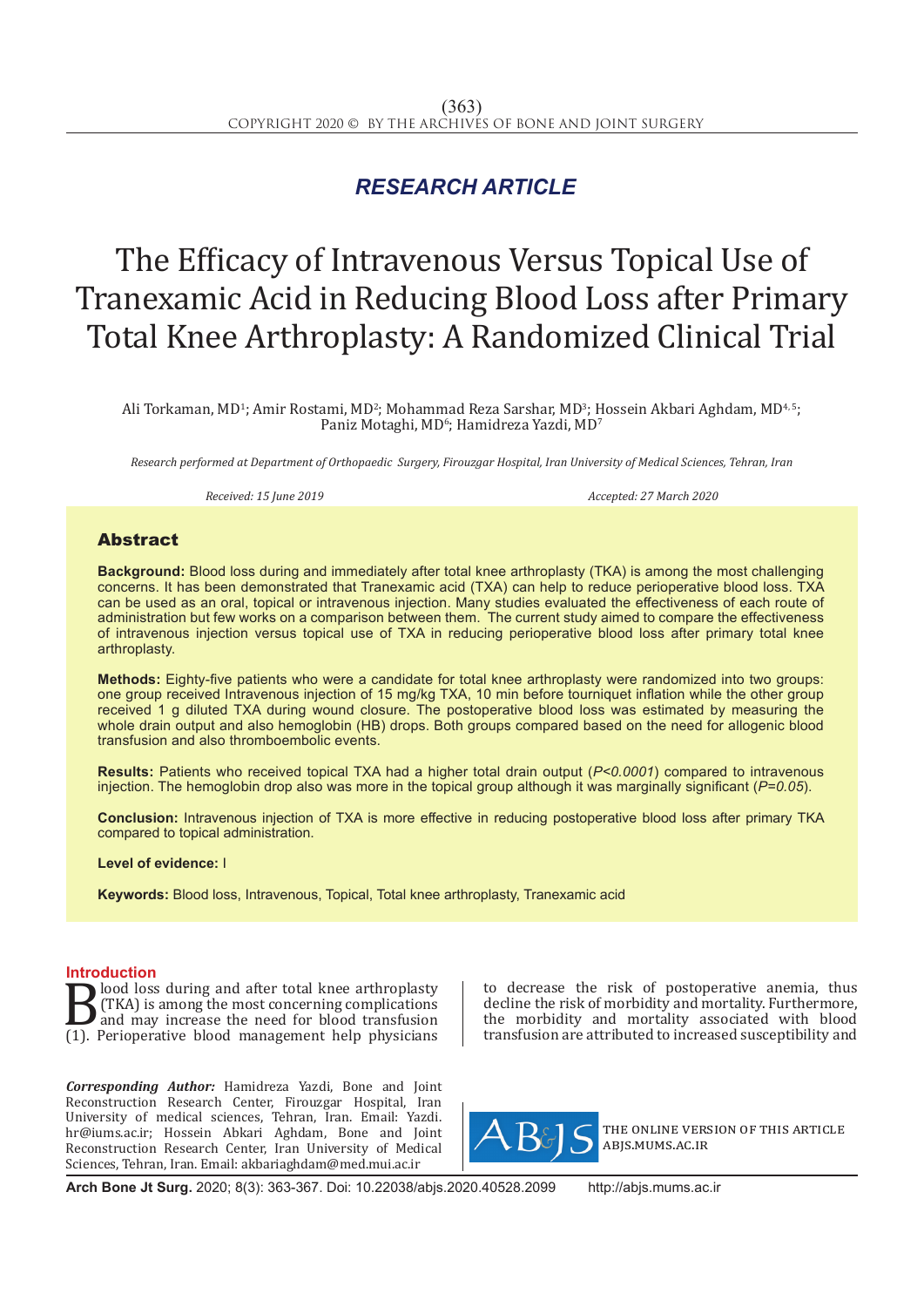*RESEARCH ARTICLE*

# The Efficacy of Intravenous Versus Topical Use of Tranexamic Acid in Reducing Blood Loss after Primary Total Knee Arthroplasty: A Randomized Clinical Trial

Ali Torkaman, MD[1]; Amir Rostami, MD[2]; Mohammad Reza Sarshar, MD[3]; Hossein Akbari Aghdam, MD[4,5]; Paniz Motaghi, MD[6]; Hamidreza Yazdi, MD[7]

*Research performed at Department of Orthopaedic Surgery, Firouzgar Hospital, Iran University of Medical Sciences, Tehran, Iran*

*Received: 15 June 2019* *Accepted: 27 March 2020*

## Abstract

**Background:** Blood loss during and immediately after total knee arthroplasty (TKA) is among the most challenging concerns. It has been demonstrated that Tranexamic acid (TXA) can help to reduce perioperative blood loss. TXA can be used as an oral, topical or intravenous injection. Many studies evaluated the effectiveness of each route of administration but few works on a comparison between them. The current study aimed to compare the effectiveness of intravenous injection versus topical use of TXA in reducing perioperative blood loss after primary total knee arthroplasty.

**Methods:** Eighty-five patients who were a candidate for total knee arthroplasty were randomized into two groups: one group received Intravenous injection of 15 mg/kg TXA, 10 min before tourniquet inflation while the other group received 1 g diluted TXA during wound closure. The postoperative blood loss was estimated by measuring the whole drain output and also hemoglobin (HB) drops. Both groups compared based on the need for allogenic blood transfusion and also thromboembolic events.

**Results:** Patients who received topical TXA had a higher total drain output ($P<0.0001$) compared to intravenous injection. The hemoglobin drop also was more in the topical group although it was marginally significant ($P=0.05$).

**Conclusion:** Intravenous injection of TXA is more effective in reducing postoperative blood loss after primary TKA compared to topical administration.

**Level of evidence:** I

**Keywords:** Blood loss, Intravenous, Topical, Total knee arthroplasty, Tranexamic acid

## Introduction

Blood loss during and after total knee arthroplasty (TKA) is among the most concerning complications and may increase the need for blood transfusion (1). Perioperative blood management help physicians to decrease the risk of postoperative anemia, thus decline the risk of morbidity and mortality. Furthermore, the morbidity and mortality associated with blood transfusion are attributed to increased susceptibility and

***Corresponding Author:*** Hamidreza Yazdi, Bone and Joint Reconstruction Research Center, Firouzgar Hospital, Iran University of medical sciences, Tehran, Iran. Email: Yazdi.hr@iums.ac.ir; Hossein Abkari Aghdam, Bone and Joint Reconstruction Research Center, Iran University of Medical Sciences, Tehran, Iran. Email: akbariaghdam@med.mui.ac.ir

THE ONLINE VERSION OF THIS ARTICLE ABJS.MUMS.AC.IR

**Arch Bone Jt Surg.** 2020; 8(3): 363-367. Doi: 10.22038/abjs.2020.40528.2099 http://abjs.mums.ac.ir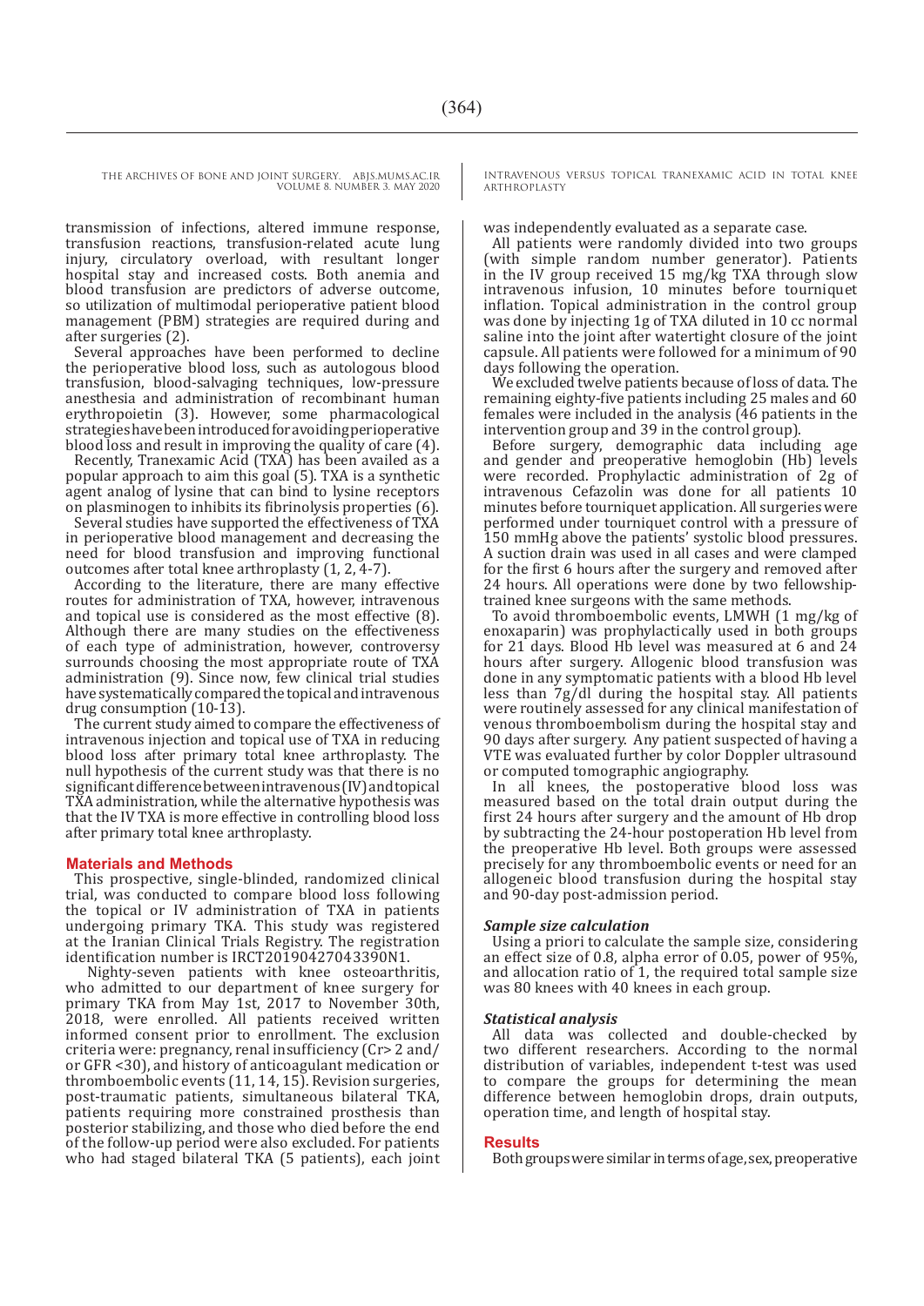transmission of infections, altered immune response, transfusion reactions, transfusion-related acute lung injury, circulatory overload, with resultant longer hospital stay and increased costs. Both anemia and blood transfusion are predictors of adverse outcome, so utilization of multimodal perioperative patient blood management (PBM) strategies are required during and after surgeries (2).

Several approaches have been performed to decline the perioperative blood loss, such as autologous blood transfusion, blood-salvaging techniques, low-pressure anesthesia and administration of recombinant human erythropoietin (3). However, some pharmacological strategies have been introduced for avoiding perioperative blood loss and result in improving the quality of care (4).

Recently, Tranexamic Acid (TXA) has been availed as a popular approach to aim this goal (5). TXA is a synthetic agent analog of lysine that can bind to lysine receptors on plasminogen to inhibits its fibrinolysis properties (6).

Several studies have supported the effectiveness of TXA in perioperative blood management and decreasing the need for blood transfusion and improving functional outcomes after total knee arthroplasty (1, 2, 4-7).

According to the literature, there are many effective routes for administration of TXA, however, intravenous and topical use is considered as the most effective (8). Although there are many studies on the effectiveness of each type of administration, however, controversy surrounds choosing the most appropriate route of TXA administration (9). Since now, few clinical trial studies have systematically compared the topical and intravenous drug consumption (10-13).

The current study aimed to compare the effectiveness of intravenous injection and topical use of TXA in reducing blood loss after primary total knee arthroplasty. The null hypothesis of the current study was that there is no significant difference between intravenous (IV) and topical TXA administration, while the alternative hypothesis was that the IV TXA is more effective in controlling blood loss after primary total knee arthroplasty.

## Materials and Methods

This prospective, single-blinded, randomized clinical trial, was conducted to compare blood loss following the topical or IV administration of TXA in patients undergoing primary TKA. This study was registered at the Iranian Clinical Trials Registry. The registration identification number is IRCT20190427043390N1.

Nighty-seven patients with knee osteoarthritis, who admitted to our department of knee surgery for primary TKA from May 1st, 2017 to November 30th, 2018, were enrolled. All patients received written informed consent prior to enrollment. The exclusion criteria were: pregnancy, renal insufficiency (Cr> 2 and/or GFR <30), and history of anticoagulant medication or thromboembolic events (11, 14, 15). Revision surgeries, post-traumatic patients, simultaneous bilateral TKA, patients requiring more constrained prosthesis than posterior stabilizing, and those who died before the end of the follow-up period were also excluded. For patients who had staged bilateral TKA (5 patients), each joint was independently evaluated as a separate case.

All patients were randomly divided into two groups (with simple random number generator). Patients in the IV group received 15 mg/kg TXA through slow intravenous infusion, 10 minutes before tourniquet inflation. Topical administration in the control group was done by injecting 1g of TXA diluted in 10 cc normal saline into the joint after watertight closure of the joint capsule. All patients were followed for a minimum of 90 days following the operation.

We excluded twelve patients because of loss of data. The remaining eighty-five patients including 25 males and 60 females were included in the analysis (46 patients in the intervention group and 39 in the control group).

Before surgery, demographic data including age and gender and preoperative hemoglobin (Hb) levels were recorded. Prophylactic administration of 2g of intravenous Cefazolin was done for all patients 10 minutes before tourniquet application. All surgeries were performed under tourniquet control with a pressure of 150 mmHg above the patients' systolic blood pressures. A suction drain was used in all cases and were clamped for the first 6 hours after the surgery and removed after 24 hours. All operations were done by two fellowship-trained knee surgeons with the same methods.

To avoid thromboembolic events, LMWH (1 mg/kg of enoxaparin) was prophylactically used in both groups for 21 days. Blood Hb level was measured at 6 and 24 hours after surgery. Allogenic blood transfusion was done in any symptomatic patients with a blood Hb level less than 7g/dl during the hospital stay. All patients were routinely assessed for any clinical manifestation of venous thromboembolism during the hospital stay and 90 days after surgery. Any patient suspected of having a VTE was evaluated further by color Doppler ultrasound or computed tomographic angiography.

In all knees, the postoperative blood loss was measured based on the total drain output during the first 24 hours after surgery and the amount of Hb drop by subtracting the 24-hour postoperation Hb level from the preoperative Hb level. Both groups were assessed precisely for any thromboembolic events or need for an allogeneic blood transfusion during the hospital stay and 90-day post-admission period.

### *Sample size calculation*

Using a priori to calculate the sample size, considering an effect size of 0.8, alpha error of 0.05, power of 95%, and allocation ratio of 1, the required total sample size was 80 knees with 40 knees in each group.

### *Statistical analysis*

All data was collected and double-checked by two different researchers. According to the normal distribution of variables, independent t-test was used to compare the groups for determining the mean difference between hemoglobin drops, drain outputs, operation time, and length of hospital stay.

## Results

Both groups were similar in terms of age, sex, preoperative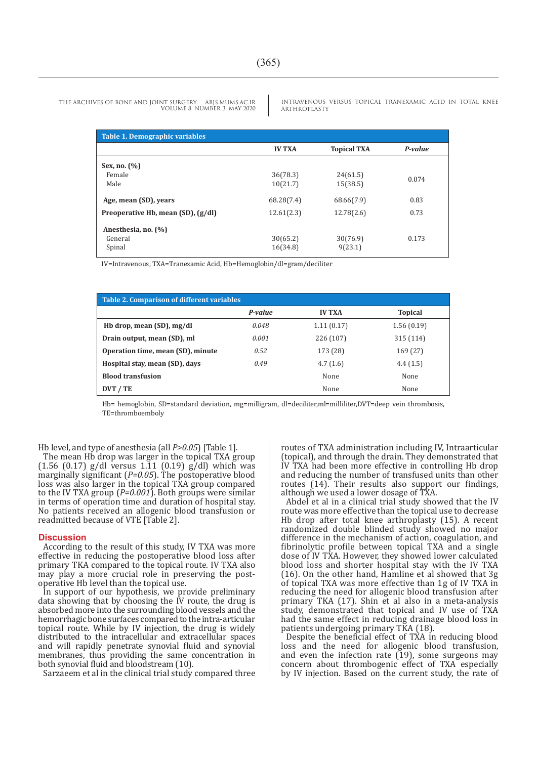| Table 1. Demographic variables | | | |
|---|---|---|---|
| | IV TXA | Topical TXA | *P-value* |
| **Sex, no. (%)** | | | |
| Female | 36(78.3) | 24(61.5) | 0.074 |
| Male | 10(21.7) | 15(38.5) | |
| **Age, mean (SD), years** | 68.28(7.4) | 68.66(7.9) | 0.83 |
| **Preoperative Hb, mean (SD), (g/dl)** | 12.61(2.3) | 12.78(2.6) | 0.73 |
| **Anesthesia, no. (%)** | | | |
| General | 30(65.2) | 30(76.9) | 0.173 |
| Spinal | 16(34.8) | 9(23.1) | |

IV=Intravenous, TXA=Tranexamic Acid, Hb=Hemoglobin/dl=gram/deciliter

| Table 2. Comparison of different variables | | | |
|---|---|---|---|
| | *P-value* | IV TXA | Topical |
| **Hb drop, mean (SD), mg/dl** | *0.048* | 1.11 (0.17) | 1.56 (0.19) |
| **Drain output, mean (SD), ml** | *0.001* | 226 (107) | 315 (114) |
| **Operation time, mean (SD), minute** | *0.52* | 173 (28) | 169 (27) |
| **Hospital stay, mean (SD), days** | *0.49* | 4.7 (1.6) | 4.4 (1.5) |
| **Blood transfusion** | | None | None |
| **DVT / TE** | | None | None |

Hb= hemoglobin, SD=standard deviation, mg=milligram, dl=deciliter,ml=milliliter,DVT=deep vein thrombosis, TE=thromboemboly

Hb level, and type of anesthesia (all *P>0.05*) [Table 1].

The mean Hb drop was larger in the topical TXA group (1.56 (0.17) g/dl versus 1.11 (0.19) g/dl) which was marginally significant (*P=0.05*). The postoperative blood loss was also larger in the topical TXA group compared to the IV TXA group (*P=0.001*). Both groups were similar in terms of operation time and duration of hospital stay. No patients received an allogenic blood transfusion or readmitted because of VTE [Table 2].

## Discussion

According to the result of this study, IV TXA was more effective in reducing the postoperative blood loss after primary TKA compared to the topical route. IV TXA also may play a more crucial role in preserving the post-operative Hb level than the topical use.

In support of our hypothesis, we provide preliminary data showing that by choosing the IV route, the drug is absorbed more into the surrounding blood vessels and the hemorrhagic bone surfaces compared to the intra-articular topical route. While by IV injection, the drug is widely distributed to the intracellular and extracellular spaces and will rapidly penetrate synovial fluid and synovial membranes, thus providing the same concentration in both synovial fluid and bloodstream (10).

Sarzaeem et al in the clinical trial study compared three routes of TXA administration including IV, Intraarticular (topical), and through the drain. They demonstrated that IV TXA had been more effective in controlling Hb drop and reducing the number of transfused units than other routes (14). Their results also support our findings, although we used a lower dosage of TXA.

Abdel et al in a clinical trial study showed that the IV route was more effective than the topical use to decrease Hb drop after total knee arthroplasty (15). A recent randomized double blinded study showed no major difference in the mechanism of action, coagulation, and fibrinolytic profile between topical TXA and a single dose of IV TXA. However, they showed lower calculated blood loss and shorter hospital stay with the IV TXA (16). On the other hand, Hamline et al showed that 3g of topical TXA was more effective than 1g of IV TXA in reducing the need for allogenic blood transfusion after primary TKA (17). Shin et al also in a meta-analysis study, demonstrated that topical and IV use of TXA had the same effect in reducing drainage blood loss in patients undergoing primary TKA (18).

Despite the beneficial effect of TXA in reducing blood loss and the need for allogenic blood transfusion, and even the infection rate (19), some surgeons may concern about thrombogenic effect of TXA especially by IV injection. Based on the current study, the rate of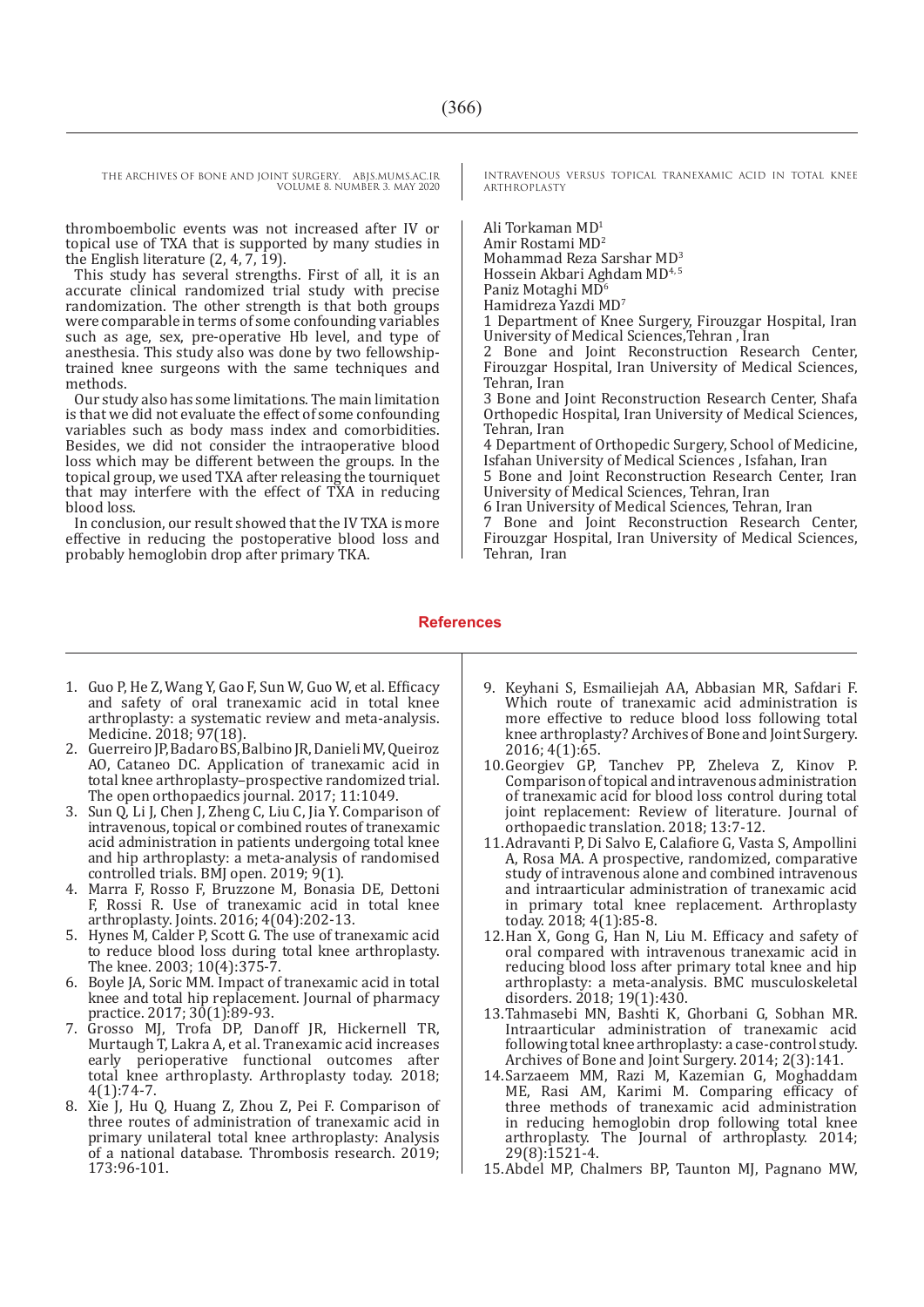thromboembolic events was not increased after IV or topical use of TXA that is supported by many studies in the English literature (2, 4, 7, 19).

This study has several strengths. First of all, it is an accurate clinical randomized trial study with precise randomization. The other strength is that both groups were comparable in terms of some confounding variables such as age, sex, pre-operative Hb level, and type of anesthesia. This study also was done by two fellowship-trained knee surgeons with the same techniques and methods.

Our study also has some limitations. The main limitation is that we did not evaluate the effect of some confounding variables such as body mass index and comorbidities. Besides, we did not consider the intraoperative blood loss which may be different between the groups. In the topical group, we used TXA after releasing the tourniquet that may interfere with the effect of TXA in reducing blood loss.

In conclusion, our result showed that the IV TXA is more effective in reducing the postoperative blood loss and probably hemoglobin drop after primary TKA.

Ali Torkaman MD[1]
Amir Rostami MD[2]
Mohammad Reza Sarshar MD[3]
Hossein Akbari Aghdam MD[4, 5]
Paniz Motaghi MD[6]
Hamidreza Yazdi MD[7]

1 Department of Knee Surgery, Firouzgar Hospital, Iran University of Medical Sciences,Tehran , Iran
2 Bone and Joint Reconstruction Research Center, Firouzgar Hospital, Iran University of Medical Sciences, Tehran, Iran
3 Bone and Joint Reconstruction Research Center, Shafa Orthopedic Hospital, Iran University of Medical Sciences, Tehran, Iran
4 Department of Orthopedic Surgery, School of Medicine, Isfahan University of Medical Sciences , Isfahan, Iran
5 Bone and Joint Reconstruction Research Center, Iran University of Medical Sciences, Tehran, Iran
6 Iran University of Medical Sciences, Tehran, Iran
7 Bone and Joint Reconstruction Research Center, Firouzgar Hospital, Iran University of Medical Sciences, Tehran, Iran

## References

1. Guo P, He Z, Wang Y, Gao F, Sun W, Guo W, et al. Efficacy and safety of oral tranexamic acid in total knee arthroplasty: a systematic review and meta-analysis. Medicine. 2018; 97(18).
2. Guerreiro JP, Badaro BS, Balbino JR, Danieli MV, Queiroz AO, Cataneo DC. Application of tranexamic acid in total knee arthroplasty–prospective randomized trial. The open orthopaedics journal. 2017; 11:1049.
3. Sun Q, Li J, Chen J, Zheng C, Liu C, Jia Y. Comparison of intravenous, topical or combined routes of tranexamic acid administration in patients undergoing total knee and hip arthroplasty: a meta-analysis of randomised controlled trials. BMJ open. 2019; 9(1).
4. Marra F, Rosso F, Bruzzone M, Bonasia DE, Dettoni F, Rossi R. Use of tranexamic acid in total knee arthroplasty. Joints. 2016; 4(04):202-13.
5. Hynes M, Calder P, Scott G. The use of tranexamic acid to reduce blood loss during total knee arthroplasty. The knee. 2003; 10(4):375-7.
6. Boyle JA, Soric MM. Impact of tranexamic acid in total knee and total hip replacement. Journal of pharmacy practice. 2017; 30(1):89-93.
7. Grosso MJ, Trofa DP, Danoff JR, Hickernell TR, Murtaugh T, Lakra A, et al. Tranexamic acid increases early perioperative functional outcomes after total knee arthroplasty. Arthroplasty today. 2018; 4(1):74-7.
8. Xie J, Hu Q, Huang Z, Zhou Z, Pei F. Comparison of three routes of administration of tranexamic acid in primary unilateral total knee arthroplasty: Analysis of a national database. Thrombosis research. 2019; 173:96-101.
9. Keyhani S, Esmailiejah AA, Abbasian MR, Safdari F. Which route of tranexamic acid administration is more effective to reduce blood loss following total knee arthroplasty? Archives of Bone and Joint Surgery. 2016; 4(1):65.
10. Georgiev GP, Tanchev PP, Zheleva Z, Kinov P. Comparison of topical and intravenous administration of tranexamic acid for blood loss control during total joint replacement: Review of literature. Journal of orthopaedic translation. 2018; 13:7-12.
11. Adravanti P, Di Salvo E, Calafiore G, Vasta S, Ampollini A, Rosa MA. A prospective, randomized, comparative study of intravenous alone and combined intravenous and intraarticular administration of tranexamic acid in primary total knee replacement. Arthroplasty today. 2018; 4(1):85-8.
12. Han X, Gong G, Han N, Liu M. Efficacy and safety of oral compared with intravenous tranexamic acid in reducing blood loss after primary total knee and hip arthroplasty: a meta-analysis. BMC musculoskeletal disorders. 2018; 19(1):430.
13. Tahmasebi MN, Bashti K, Ghorbani G, Sobhan MR. Intraarticular administration of tranexamic acid following total knee arthroplasty: a case-control study. Archives of Bone and Joint Surgery. 2014; 2(3):141.
14. Sarzaeem MM, Razi M, Kazemian G, Moghaddam ME, Rasi AM, Karimi M. Comparing efficacy of three methods of tranexamic acid administration in reducing hemoglobin drop following total knee arthroplasty. The Journal of arthroplasty. 2014; 29(8):1521-4.
15. Abdel MP, Chalmers BP, Taunton MJ, Pagnano MW,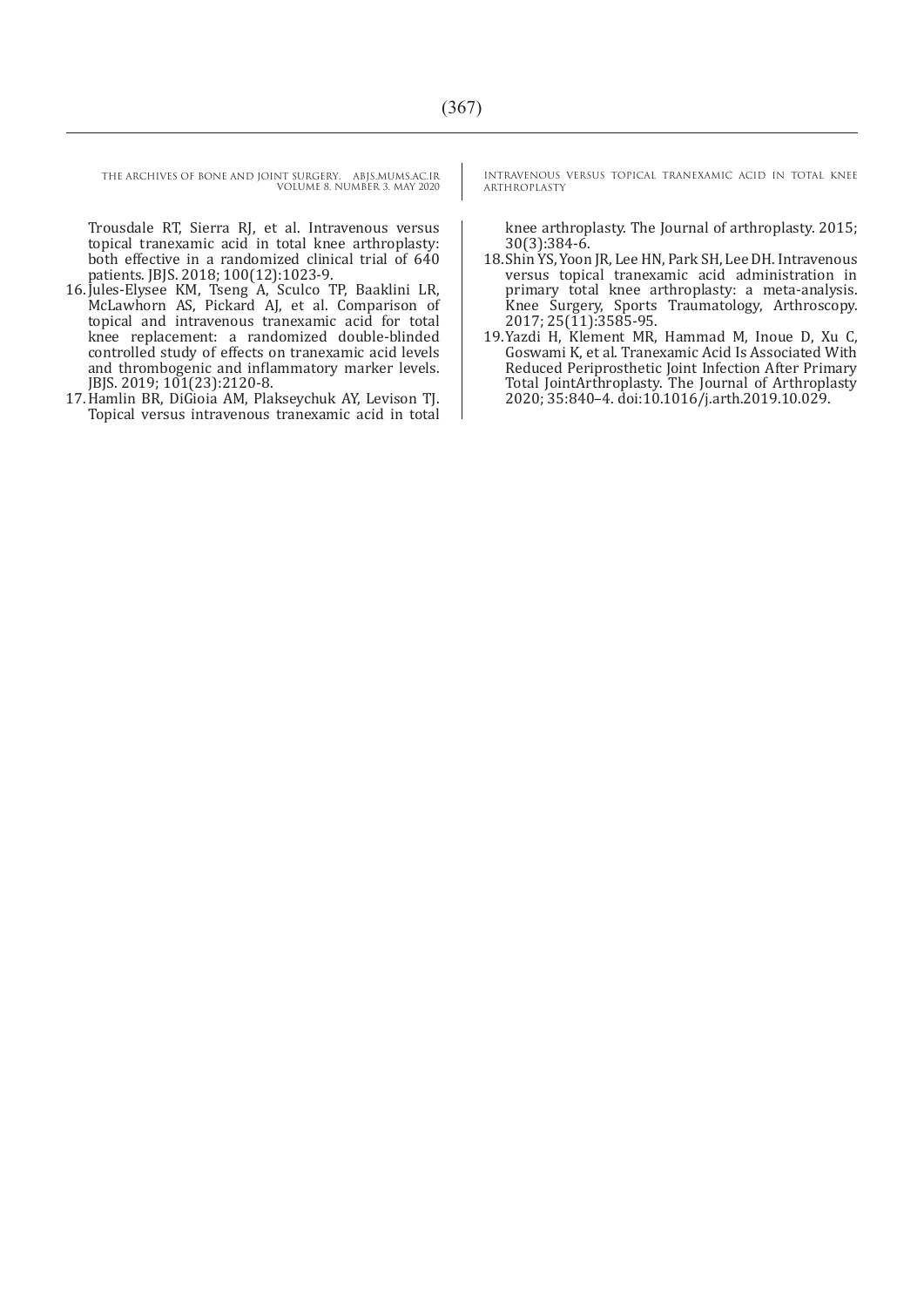Trousdale RT, Sierra RJ, et al. Intravenous versus topical tranexamic acid in total knee arthroplasty: both effective in a randomized clinical trial of 640 patients. JBJS. 2018; 100(12):1023-9.

16. Jules-Elysee KM, Tseng A, Sculco TP, Baaklini LR, McLawhorn AS, Pickard AJ, et al. Comparison of topical and intravenous tranexamic acid for total knee replacement: a randomized double-blinded controlled study of effects on tranexamic acid levels and thrombogenic and inflammatory marker levels. JBJS. 2019; 101(23):2120-8.
17. Hamlin BR, DiGioia AM, Plakseychuk AY, Levison TJ. Topical versus intravenous tranexamic acid in total knee arthroplasty. The Journal of arthroplasty. 2015; 30(3):384-6.
18. Shin YS, Yoon JR, Lee HN, Park SH, Lee DH. Intravenous versus topical tranexamic acid administration in primary total knee arthroplasty: a meta-analysis. Knee Surgery, Sports Traumatology, Arthroscopy. 2017; 25(11):3585-95.
19. Yazdi H, Klement MR, Hammad M, Inoue D, Xu C, Goswami K, et al. Tranexamic Acid Is Associated With Reduced Periprosthetic Joint Infection After Primary Total JointArthroplasty. The Journal of Arthroplasty 2020; 35:840–4. doi:10.1016/j.arth.2019.10.029.